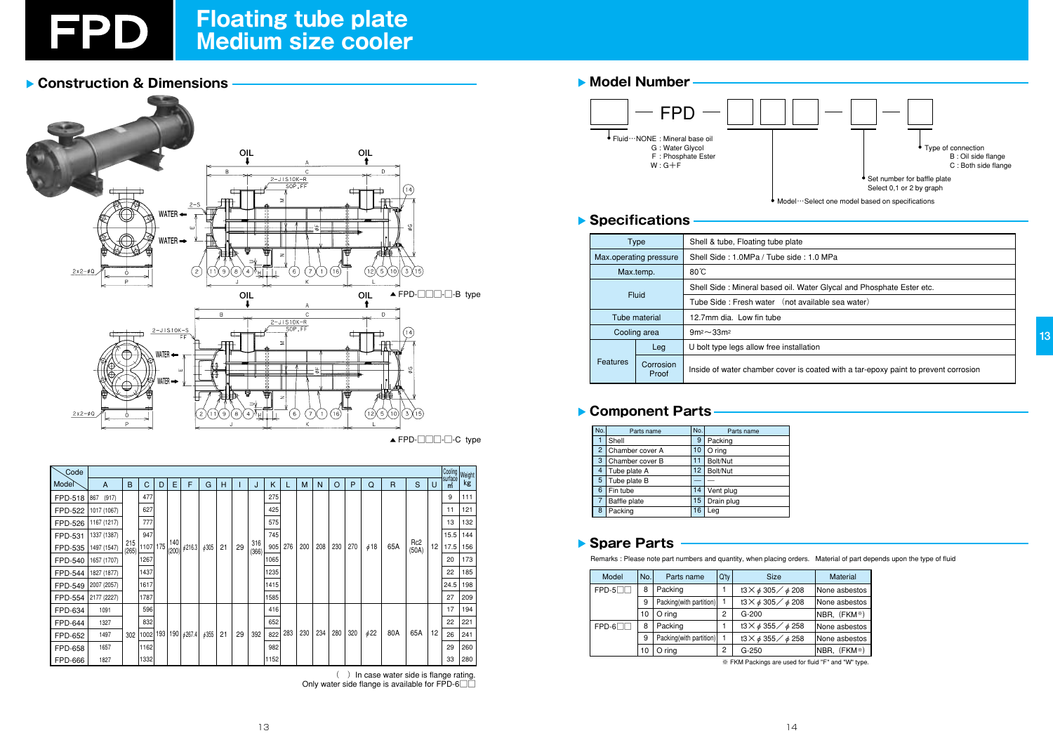# FPD Floating tube plate Medium size cooler

## Construction & Dimensions

▲FPD-□□□-□-B type

▲FPD-□□□-□-C type

| Code / Model | A | B | C | D | E | F | G | H | I | J | K | L | M | N | O | P | Q | R | S | U | Cooling surface ㎡ | Weight kg |
|---|---|---|---|---|---|---|---|---|---|---|---|---|---|---|---|---|---|---|---|---|---|---|
| FPD-518 | 867 (917) | 215 (265) | 477 | 175 | 140 (200) | ϕ216.3 | ϕ305 | 21 | 29 | 316 (366) | 275 | 276 | 200 | 208 | 230 | 270 | ϕ18 | 65A | Rc2 (50A) | 12 | 9 | 111 |
| FPD-522 | 1017 (1067) | | 627 | | | | | | | | 425 | | | | | | | | | | 11 | 121 |
| FPD-526 | 1167 (1217) | | 777 | | | | | | | | 575 | | | | | | | | | | 13 | 132 |
| FPD-531 | 1337 (1387) | | 947 | | | | | | | | 745 | | | | | | | | | | 15.5 | 144 |
| FPD-535 | 1497 (1547) | | 1107 | | | | | | | | 905 | | | | | | | | | | 17.5 | 156 |
| FPD-540 | 1657 (1707) | | 1267 | | | | | | | | 1065 | | | | | | | | | | 20 | 173 |
| FPD-544 | 1827 (1877) | | 1437 | | | | | | | | 1235 | | | | | | | | | | 22 | 185 |
| FPD-549 | 2007 (2057) | | 1617 | | | | | | | | 1415 | | | | | | | | | | 24.5 | 198 |
| FPD-554 | 2177 (2227) | | 1787 | | | | | | | | 1585 | | | | | | | | | | 27 | 209 |
| FPD-634 | 1091 | 302 | 596 | 193 | 190 | ϕ267.4 | ϕ355 | 21 | 29 | 392 | 416 | 283 | 230 | 234 | 280 | 320 | ϕ22 | 80A | 65A | 12 | 17 | 194 |
| FPD-644 | 1327 | | 832 | | | | | | | | 652 | | | | | | | | | | 22 | 221 |
| FPD-652 | 1497 | | 1002 | | | | | | | | 822 | | | | | | | | | | 26 | 241 |
| FPD-658 | 1657 | | 1162 | | | | | | | | 982 | | | | | | | | | | 29 | 260 |
| FPD-666 | 1827 | | 1332 | | | | | | | | 1152 | | | | | | | | | | 33 | 280 |

( ) In case water side is flange rating.
Only water side flange is available for FPD-6□□

## Model Number

□ — FPD — □□□ — □ — □

- Fluid…NONE : Mineral base oil
  - G : Water Glycol
  - F : Phosphate Ester
  - W : G+F
- Model…Select one model based on specifications
- Set number for baffle plate: Select 0,1 or 2 by graph
- Type of connection
  - B : Oil side flange
  - C : Both side flange

## Specifications

| Type | | Shell & tube, Floating tube plate |
|---|---|---|
| Max.operating pressure | | Shell Side : 1.0MPa / Tube side : 1.0 MPa |
| Max.temp. | | 80℃ |
| Fluid | | Shell Side : Mineral based oil. Water Glycal and Phosphate Ester etc. |
| | | Tube Side : Fresh water (not available sea water) |
| Tube material | | 12.7mm dia. Low fin tube |
| Cooling area | | 9m²〜33m² |
| Features | Leg | U bolt type legs allow free installation |
| | Corrosion Proof | Inside of water chamber cover is coated with a tar-epoxy paint to prevent corrosion |

## Component Parts

| No. | Parts name | No. | Parts name |
|---|---|---|---|
| 1 | Shell | 9 | Packing |
| 2 | Chamber cover A | 10 | O ring |
| 3 | Chamber cover B | 11 | Bolt/Nut |
| 4 | Tube plate A | 12 | Bolt/Nut |
| 5 | Tube plate B | — | — |
| 6 | Fin tube | 14 | Vent plug |
| 7 | Baffle plate | 15 | Drain plug |
| 8 | Packing | 16 | Leg |

## Spare Parts

Remarks : Please note part numbers and quantity, when placing orders. Material of part depends upon the type of fluid

| Model | No. | Parts name | Q'ty | Size | Material |
|---|---|---|---|---|---|
| FPD-5□□ | 8 | Packing | 1 | t3×ϕ305／ϕ208 | None asbestos |
| | 9 | Packing(with partition) | 1 | t3×ϕ305／ϕ208 | None asbestos |
| | 10 | O ring | 2 | G-200 | NBR, (FKM※) |
| FPD-6□□ | 8 | Packing | 1 | t3×ϕ355／ϕ258 | None asbestos |
| | 9 | Packing(with partition) | 1 | t3×ϕ355／ϕ258 | None asbestos |
| | 10 | O ring | 2 | G-250 | NBR, (FKM※) |

※ FKM Packings are used for fluid "F" and "W" type.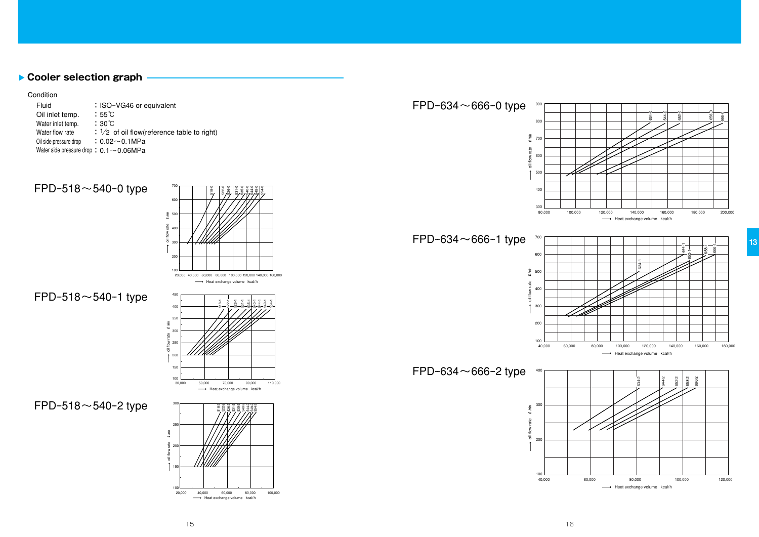## ▶ Cooler selection graph

Condition

- Fluid : ISO-VG46 or equivalent
- Oil inlet temp. : 55℃
- Water inlet temp. : 30℃
- Water flow rate : 1/2 of oil flow(reference table to right)
- Oil side pressure drop : 0.02～0.1MPa
- Water side pressure drop : 0.1～0.06MPa

### FPD-518～540-0 type

518-0, 522-0, 526-0, 531-0, 535-0, 540-0, 544-0, 549-0, 554-0

↑ oil flow rate ℓ/min: 100, 200, 300, 400, 500, 600, 700

→ Heat exchange volume kcal/h: 20,000, 40,000, 60,000, 80,000, 100,000, 120,000, 140,000, 160,000

### FPD-518～540-1 type

518-1, 522-1, 526-1, 531-1, 535-1, 540-1, 544-1, 549-1, 554-1

↑ oil flow rate ℓ/min: 100, 150, 200, 250, 300, 350, 400, 450

→ Heat exchange volume kcal/h: 30,000, 50,000, 70,000, 90,000, 110,000

### FPD-518～540-2 type

518-2, 522-2, 526-2, 531-2, 535-2, 540-2, 544-2, 549-2, 554-2

↑ oil flow rate ℓ/min: 100, 150, 200, 250, 300

→ Heat exchange volume kcal/h: 20,000, 40,000, 60,000, 80,000, 100,000

### FPD-634～666-0 type

634-0, 644-0, 652-0, 658-0, 666-0

↑ oil flow rate ℓ/min: 300, 400, 500, 600, 700, 800, 900

→ Heat exchange volume kcal/h: 80,000, 100,000, 120,000, 140,000, 160,000, 180,000, 200,000

### FPD-634～666-1 type

634-1, 644-1, 652-1, 658-1, 666-1

↑ oil flow rate ℓ/min: 100, 200, 300, 400, 500, 600, 700

→ Heat exchange volume kcal/h: 40,000, 60,000, 80,000, 100,000, 120,000, 140,000, 160,000, 180,000

### FPD-634～666-2 type

634-2, 644-2, 652-2, 658-2, 666-2

↑ oil flow rate ℓ/min: 100, 200, 300, 400

→ Heat exchange volume kcal/h: 40,000, 60,000, 80,000, 100,000, 120,000